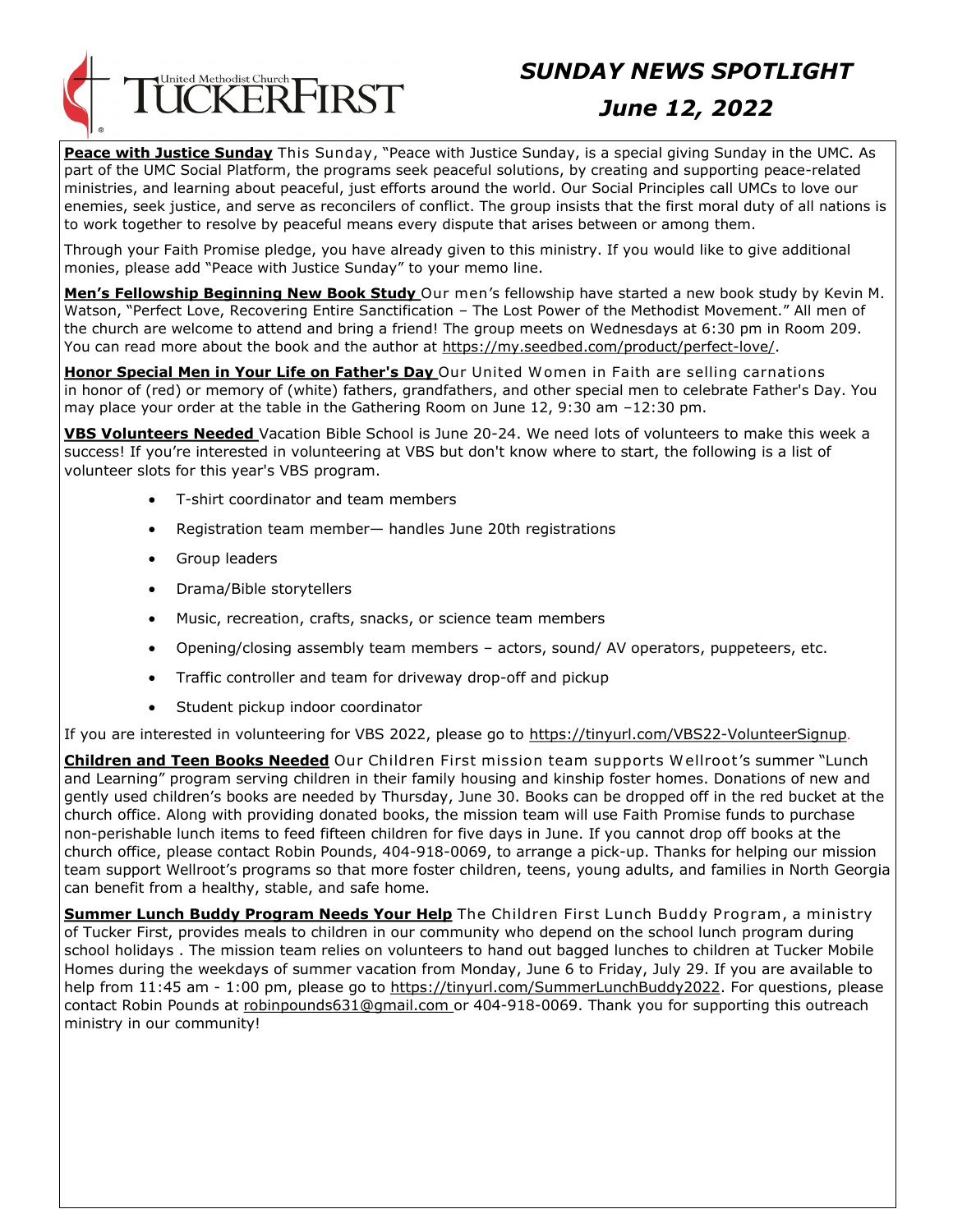TUCKERFIRST United Methodist Church

# *SUNDAY NEWS SPOTLIGHT*

## *June 12, 2022*

**Peace with Justice Sunday** This Sunday, "Peace with Justice Sunday, is a special giving Sunday in the UMC. As part of the UMC Social Platform, the programs seek peaceful solutions, by creating and supporting peace-related ministries, and learning about peaceful, just efforts around the world. Our Social Principles call UMCs to love our enemies, seek justice, and serve as reconcilers of conflict. The group insists that the first moral duty of all nations is to work together to resolve by peaceful means every dispute that arises between or among them.

Through your Faith Promise pledge, you have already given to this ministry. If you would like to give additional monies, please add "Peace with Justice Sunday" to your memo line.

**Men's Fellowship Beginning New Book Study** Our men's fellowship have started a new book study by Kevin M. Watson, "Perfect Love, Recovering Entire Sanctification – The Lost Power of the Methodist Movement." All men of the church are welcome to attend and bring a friend! The group meets on Wednesdays at 6:30 pm in Room 209. You can read more about the book and the author at https://my.seedbed.com/product/perfect-love/.

**Honor Special Men in Your Life on Father's Day** Our United Women in Faith are selling carnations in honor of (red) or memory of (white) fathers, grandfathers, and other special men to celebrate Father's Day. You may place your order at the table in the Gathering Room on June 12, 9:30 am –12:30 pm.

**VBS Volunteers Needed** Vacation Bible School is June 20-24. We need lots of volunteers to make this week a success! If you're interested in volunteering at VBS but don't know where to start, the following is a list of volunteer slots for this year's VBS program.

- T-shirt coordinator and team members
- Registration team member— handles June 20th registrations
- Group leaders
- Drama/Bible storytellers
- Music, recreation, crafts, snacks, or science team members
- Opening/closing assembly team members – actors, sound/ AV operators, puppeteers, etc.
- Traffic controller and team for driveway drop-off and pickup
- Student pickup indoor coordinator

If you are interested in volunteering for VBS 2022, please go to https://tinyurl.com/VBS22-VolunteerSignup.

**Children and Teen Books Needed** Our Children First mission team supports Wellroot's summer "Lunch and Learning" program serving children in their family housing and kinship foster homes. Donations of new and gently used children's books are needed by Thursday, June 30. Books can be dropped off in the red bucket at the church office. Along with providing donated books, the mission team will use Faith Promise funds to purchase non-perishable lunch items to feed fifteen children for five days in June. If you cannot drop off books at the church office, please contact Robin Pounds, 404-918-0069, to arrange a pick-up. Thanks for helping our mission team support Wellroot's programs so that more foster children, teens, young adults, and families in North Georgia can benefit from a healthy, stable, and safe home.

**Summer Lunch Buddy Program Needs Your Help** The Children First Lunch Buddy Program, a ministry of Tucker First, provides meals to children in our community who depend on the school lunch program during school holidays . The mission team relies on volunteers to hand out bagged lunches to children at Tucker Mobile Homes during the weekdays of summer vacation from Monday, June 6 to Friday, July 29. If you are available to help from 11:45 am - 1:00 pm, please go to https://tinyurl.com/SummerLunchBuddy2022. For questions, please contact Robin Pounds at robinpounds631@gmail.com or 404-918-0069. Thank you for supporting this outreach ministry in our community!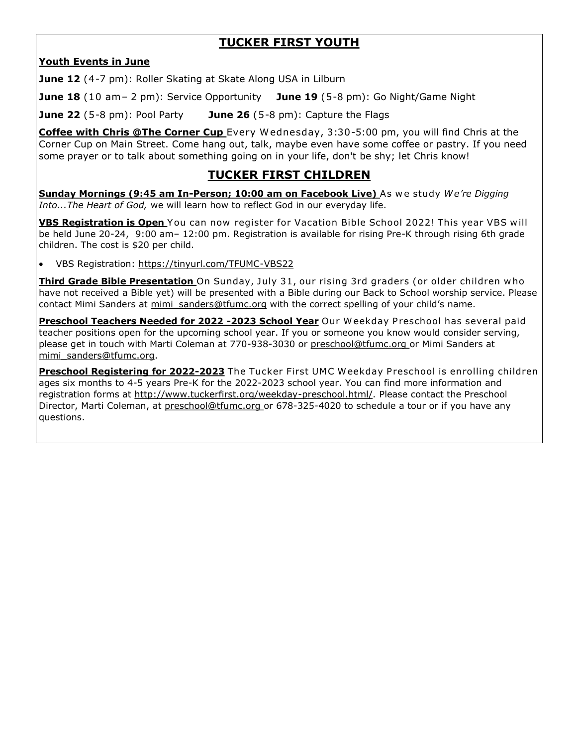## TUCKER FIRST YOUTH

**Youth Events in June**

**June 12** (4-7 pm): Roller Skating at Skate Along USA in Lilburn

**June 18** (10 am– 2 pm): Service Opportunity **June 19** (5-8 pm): Go Night/Game Night

**June 22** (5-8 pm): Pool Party **June 26** (5-8 pm): Capture the Flags

**Coffee with Chris @The Corner Cup** Every Wednesday, 3:30-5:00 pm, you will find Chris at the Corner Cup on Main Street. Come hang out, talk, maybe even have some coffee or pastry. If you need some prayer or to talk about something going on in your life, don't be shy; let Chris know!

## TUCKER FIRST CHILDREN

**Sunday Mornings (9:45 am In-Person; 10:00 am on Facebook Live)** As we study *We're Digging Into...The Heart of God,* we will learn how to reflect God in our everyday life.

**VBS Registration is Open** You can now register for Vacation Bible School 2022! This year VBS will be held June 20-24, 9:00 am– 12:00 pm. Registration is available for rising Pre-K through rising 6th grade children. The cost is $20 per child.

- VBS Registration: https://tinyurl.com/TFUMC-VBS22

**Third Grade Bible Presentation** On Sunday, July 31, our rising 3rd graders (or older children who have not received a Bible yet) will be presented with a Bible during our Back to School worship service. Please contact Mimi Sanders at mimi_sanders@tfumc.org with the correct spelling of your child's name.

**Preschool Teachers Needed for 2022 -2023 School Year** Our Weekday Preschool has several paid teacher positions open for the upcoming school year. If you or someone you know would consider serving, please get in touch with Marti Coleman at 770-938-3030 or preschool@tfumc.org or Mimi Sanders at mimi_sanders@tfumc.org.

**Preschool Registering for 2022-2023** The Tucker First UMC Weekday Preschool is enrolling children ages six months to 4-5 years Pre-K for the 2022-2023 school year. You can find more information and registration forms at http://www.tuckerfirst.org/weekday-preschool.html/. Please contact the Preschool Director, Marti Coleman, at preschool@tfumc.org or 678-325-4020 to schedule a tour or if you have any questions.